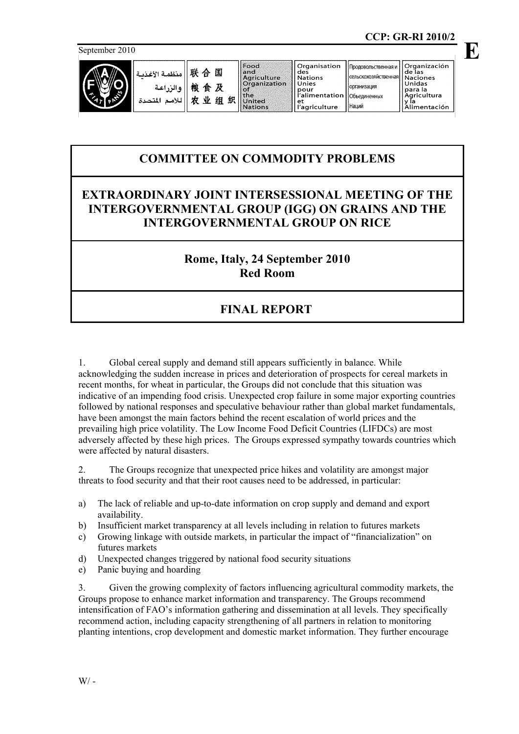**CCP: GR-RI 2010/2**

**E**

September 2010

منظمة الأغذية والزراعة للأمم المتحدة | 联合国粮食及农业组织 | Food and Agriculture Organization of the United Nations | Organisation des Nations Unies pour l'alimentation et l'agriculture | Продовольственная и сельскохозяйственная организация Объединенных Наций | Organización de las Naciones Unidas para la Agricultura y la Alimentación

# COMMITTEE ON COMMODITY PROBLEMS

## EXTRAORDINARY JOINT INTERSESSIONAL MEETING OF THE INTERGOVERNMENTAL GROUP (IGG) ON GRAINS AND THE INTERGOVERNMENTAL GROUP ON RICE

### Rome, Italy, 24 September 2010
### Red Room

## FINAL REPORT

1. Global cereal supply and demand still appears sufficiently in balance. While acknowledging the sudden increase in prices and deterioration of prospects for cereal markets in recent months, for wheat in particular, the Groups did not conclude that this situation was indicative of an impending food crisis. Unexpected crop failure in some major exporting countries followed by national responses and speculative behaviour rather than global market fundamentals, have been amongst the main factors behind the recent escalation of world prices and the prevailing high price volatility. The Low Income Food Deficit Countries (LIFDCs) are most adversely affected by these high prices. The Groups expressed sympathy towards countries which were affected by natural disasters.

2. The Groups recognize that unexpected price hikes and volatility are amongst major threats to food security and that their root causes need to be addressed, in particular:

a) The lack of reliable and up-to-date information on crop supply and demand and export availability.
b) Insufficient market transparency at all levels including in relation to futures markets
c) Growing linkage with outside markets, in particular the impact of "financialization" on futures markets
d) Unexpected changes triggered by national food security situations
e) Panic buying and hoarding

3. Given the growing complexity of factors influencing agricultural commodity markets, the Groups propose to enhance market information and transparency. The Groups recommend intensification of FAO's information gathering and dissemination at all levels. They specifically recommend action, including capacity strengthening of all partners in relation to monitoring planting intentions, crop development and domestic market information. They further encourage

W/ -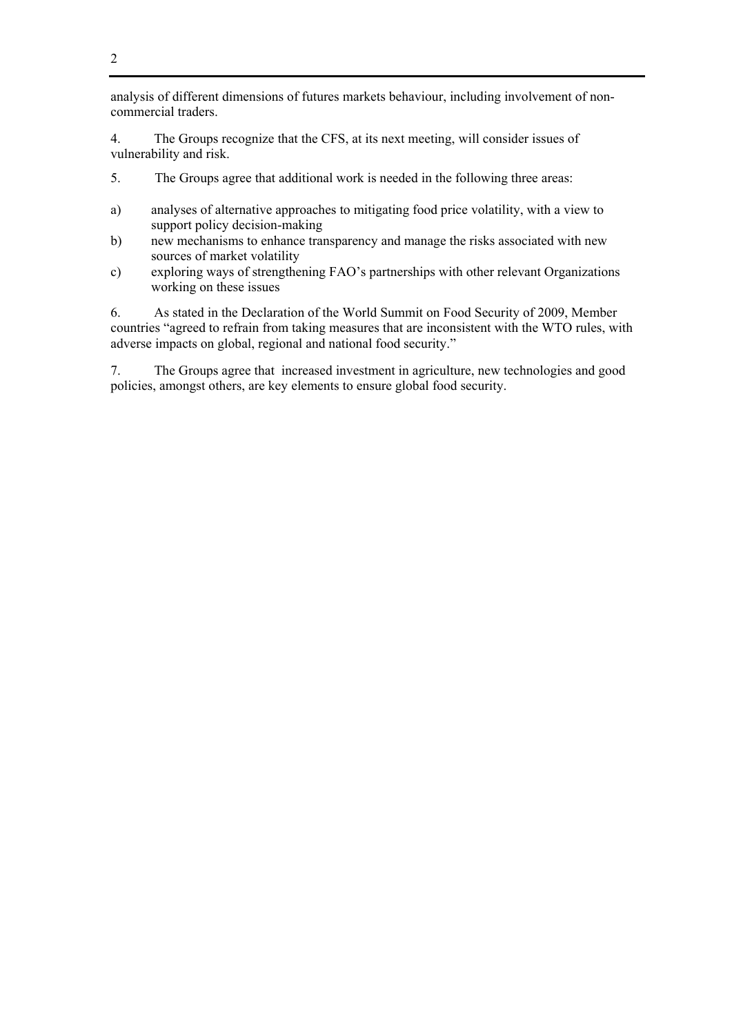analysis of different dimensions of futures markets behaviour, including involvement of non-commercial traders.

4. The Groups recognize that the CFS, at its next meeting, will consider issues of vulnerability and risk.

5. The Groups agree that additional work is needed in the following three areas:

a) analyses of alternative approaches to mitigating food price volatility, with a view to support policy decision-making
b) new mechanisms to enhance transparency and manage the risks associated with new sources of market volatility
c) exploring ways of strengthening FAO's partnerships with other relevant Organizations working on these issues

6. As stated in the Declaration of the World Summit on Food Security of 2009, Member countries "agreed to refrain from taking measures that are inconsistent with the WTO rules, with adverse impacts on global, regional and national food security."

7. The Groups agree that increased investment in agriculture, new technologies and good policies, amongst others, are key elements to ensure global food security.